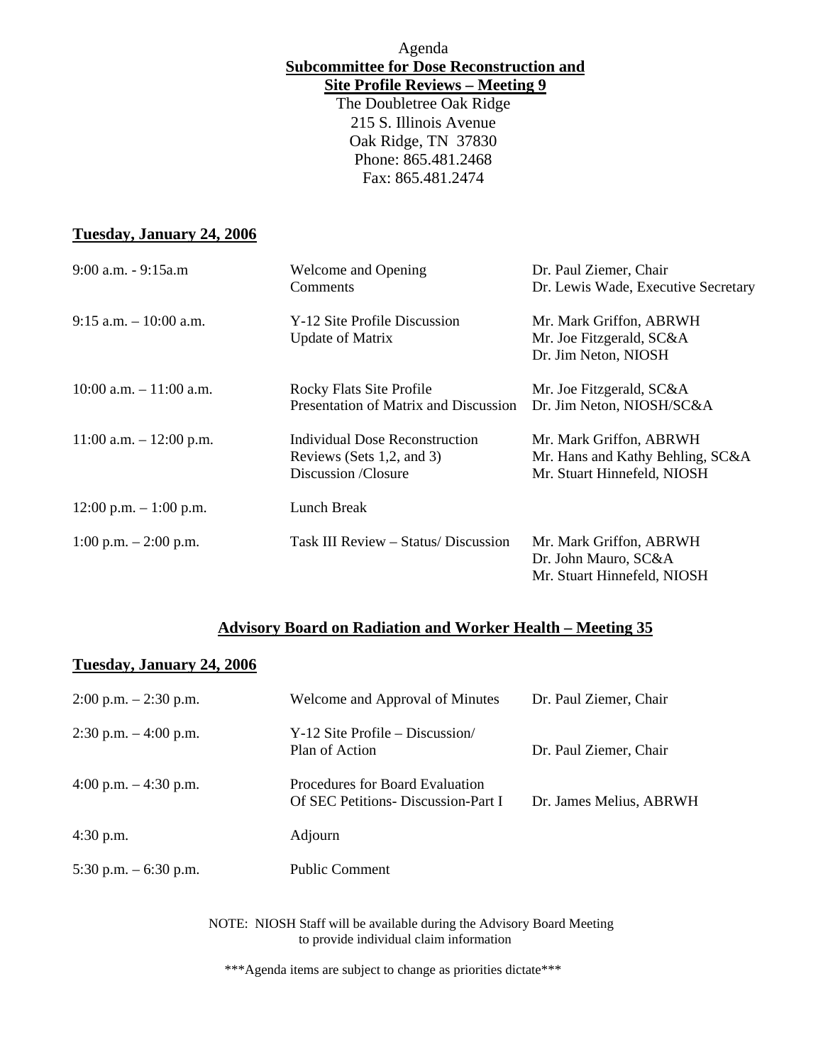Agenda

**Subcommittee for Dose Reconstruction and Site Profile Reviews – Meeting 9**

The Doubletree Oak Ridge
215 S. Illinois Avenue
Oak Ridge, TN 37830
Phone: 865.481.2468
Fax: 865.481.2474

## Tuesday, January 24, 2006

| Time | Item | Presenter |
|---|---|---|
| 9:00 a.m. - 9:15a.m | Welcome and Opening Comments | Dr. Paul Ziemer, Chair<br>Dr. Lewis Wade, Executive Secretary |
| 9:15 a.m. – 10:00 a.m. | Y-12 Site Profile Discussion<br>Update of Matrix | Mr. Mark Griffon, ABRWH<br>Mr. Joe Fitzgerald, SC&A<br>Dr. Jim Neton, NIOSH |
| 10:00 a.m. – 11:00 a.m. | Rocky Flats Site Profile<br>Presentation of Matrix and Discussion | Mr. Joe Fitzgerald, SC&A<br>Dr. Jim Neton, NIOSH/SC&A |
| 11:00 a.m. – 12:00 p.m. | Individual Dose Reconstruction Reviews (Sets 1,2, and 3)<br>Discussion /Closure | Mr. Mark Griffon, ABRWH<br>Mr. Hans and Kathy Behling, SC&A<br>Mr. Stuart Hinnefeld, NIOSH |
| 12:00 p.m. – 1:00 p.m. | Lunch Break | |
| 1:00 p.m. – 2:00 p.m. | Task III Review – Status/ Discussion | Mr. Mark Griffon, ABRWH<br>Dr. John Mauro, SC&A<br>Mr. Stuart Hinnefeld, NIOSH |

## Advisory Board on Radiation and Worker Health – Meeting 35

## Tuesday, January 24, 2006

| Time | Item | Presenter |
|---|---|---|
| 2:00 p.m. – 2:30 p.m. | Welcome and Approval of Minutes | Dr. Paul Ziemer, Chair |
| 2:30 p.m. – 4:00 p.m. | Y-12 Site Profile – Discussion/<br>Plan of Action | Dr. Paul Ziemer, Chair |
| 4:00 p.m. – 4:30 p.m. | Procedures for Board Evaluation Of SEC Petitions- Discussion-Part I | Dr. James Melius, ABRWH |
| 4:30 p.m. | Adjourn | |
| 5:30 p.m. – 6:30 p.m. | Public Comment | |

NOTE: NIOSH Staff will be available during the Advisory Board Meeting to provide individual claim information

***Agenda items are subject to change as priorities dictate***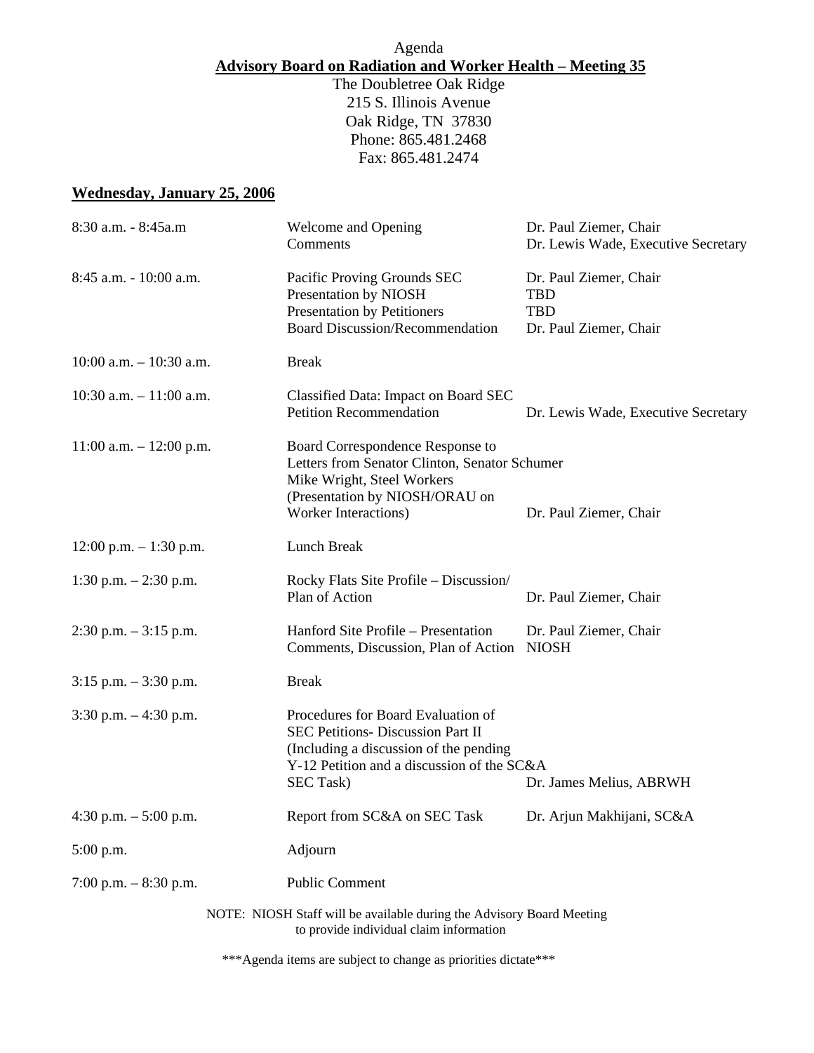Agenda

**Advisory Board on Radiation and Worker Health – Meeting 35**

The Doubletree Oak Ridge
215 S. Illinois Avenue
Oak Ridge, TN 37830
Phone: 865.481.2468
Fax: 865.481.2474

**Wednesday, January 25, 2006**

| | | |
|---|---|---|
| 8:30 a.m. - 8:45a.m | Welcome and Opening Comments | Dr. Paul Ziemer, Chair<br>Dr. Lewis Wade, Executive Secretary |
| 8:45 a.m. - 10:00 a.m. | Pacific Proving Grounds SEC<br>Presentation by NIOSH<br>Presentation by Petitioners<br>Board Discussion/Recommendation | Dr. Paul Ziemer, Chair<br>TBD<br>TBD<br>Dr. Paul Ziemer, Chair |
| 10:00 a.m. – 10:30 a.m. | Break | |
| 10:30 a.m. – 11:00 a.m. | Classified Data: Impact on Board SEC Petition Recommendation | Dr. Lewis Wade, Executive Secretary |
| 11:00 a.m. – 12:00 p.m. | Board Correspondence Response to Letters from Senator Clinton, Senator Schumer Mike Wright, Steel Workers (Presentation by NIOSH/ORAU on Worker Interactions) | Dr. Paul Ziemer, Chair |
| 12:00 p.m. – 1:30 p.m. | Lunch Break | |
| 1:30 p.m. – 2:30 p.m. | Rocky Flats Site Profile – Discussion/ Plan of Action | Dr. Paul Ziemer, Chair |
| 2:30 p.m. – 3:15 p.m. | Hanford Site Profile – Presentation Comments, Discussion, Plan of Action | Dr. Paul Ziemer, Chair<br>NIOSH |
| 3:15 p.m. – 3:30 p.m. | Break | |
| 3:30 p.m. – 4:30 p.m. | Procedures for Board Evaluation of SEC Petitions- Discussion Part II (Including a discussion of the pending Y-12 Petition and a discussion of the SC&A SEC Task) | Dr. James Melius, ABRWH |
| 4:30 p.m. – 5:00 p.m. | Report from SC&A on SEC Task | Dr. Arjun Makhijani, SC&A |
| 5:00 p.m. | Adjourn | |
| 7:00 p.m. – 8:30 p.m. | Public Comment | |

NOTE: NIOSH Staff will be available during the Advisory Board Meeting to provide individual claim information

***Agenda items are subject to change as priorities dictate***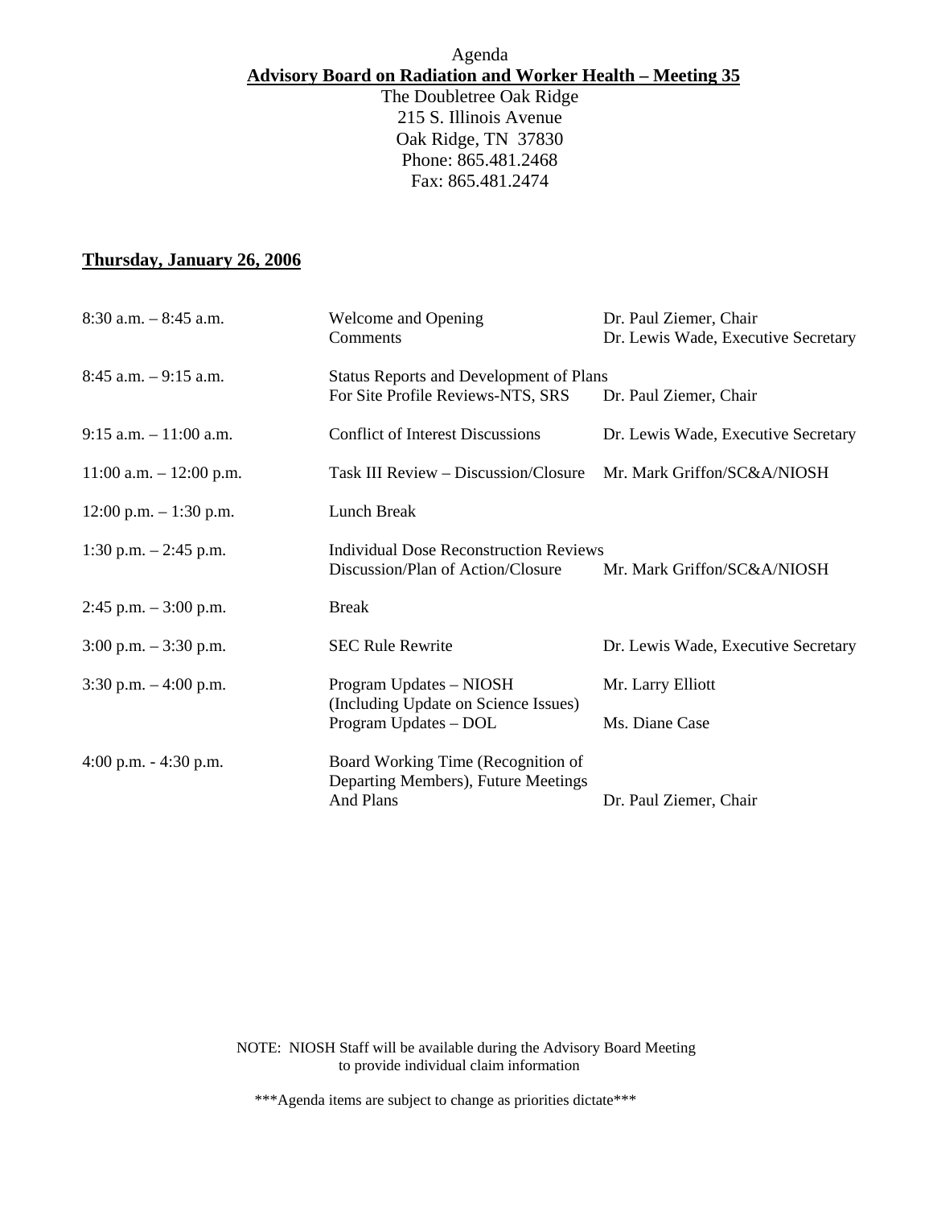Agenda

**Advisory Board on Radiation and Worker Health – Meeting 35**

The Doubletree Oak Ridge
215 S. Illinois Avenue
Oak Ridge, TN 37830
Phone: 865.481.2468
Fax: 865.481.2474

**Thursday, January 26, 2006**

| | | |
|---|---|---|
| 8:30 a.m. – 8:45 a.m. | Welcome and Opening Comments | Dr. Paul Ziemer, Chair<br>Dr. Lewis Wade, Executive Secretary |
| 8:45 a.m. – 9:15 a.m. | Status Reports and Development of Plans For Site Profile Reviews-NTS, SRS | Dr. Paul Ziemer, Chair |
| 9:15 a.m. – 11:00 a.m. | Conflict of Interest Discussions | Dr. Lewis Wade, Executive Secretary |
| 11:00 a.m. – 12:00 p.m. | Task III Review – Discussion/Closure | Mr. Mark Griffon/SC&A/NIOSH |
| 12:00 p.m. – 1:30 p.m. | Lunch Break | |
| 1:30 p.m. – 2:45 p.m. | Individual Dose Reconstruction Reviews Discussion/Plan of Action/Closure | Mr. Mark Griffon/SC&A/NIOSH |
| 2:45 p.m. – 3:00 p.m. | Break | |
| 3:00 p.m. – 3:30 p.m. | SEC Rule Rewrite | Dr. Lewis Wade, Executive Secretary |
| 3:30 p.m. – 4:00 p.m. | Program Updates – NIOSH (Including Update on Science Issues) | Mr. Larry Elliott |
| | Program Updates – DOL | Ms. Diane Case |
| 4:00 p.m. - 4:30 p.m. | Board Working Time (Recognition of Departing Members), Future Meetings And Plans | Dr. Paul Ziemer, Chair |

NOTE: NIOSH Staff will be available during the Advisory Board Meeting to provide individual claim information

***Agenda items are subject to change as priorities dictate***